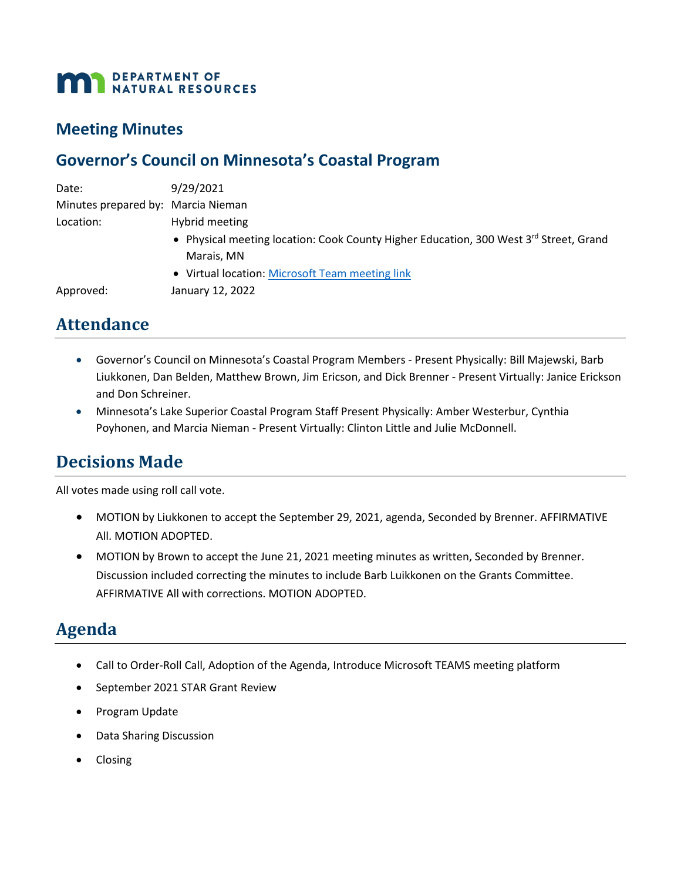**DEPARTMENT OF NATURAL RESOURCES**

## Meeting Minutes

## Governor's Council on Minnesota's Coastal Program

Date: 9/29/2021

Minutes prepared by: Marcia Nieman

Location: Hybrid meeting

- Physical meeting location: Cook County Higher Education, 300 West 3rd Street, Grand Marais, MN
- Virtual location: Microsoft Team meeting link

Approved: January 12, 2022

# Attendance

- Governor's Council on Minnesota's Coastal Program Members - Present Physically: Bill Majewski, Barb Liukkonen, Dan Belden, Matthew Brown, Jim Ericson, and Dick Brenner - Present Virtually: Janice Erickson and Don Schreiner.
- Minnesota's Lake Superior Coastal Program Staff Present Physically: Amber Westerbur, Cynthia Poyhonen, and Marcia Nieman - Present Virtually: Clinton Little and Julie McDonnell.

# Decisions Made

All votes made using roll call vote.

- MOTION by Liukkonen to accept the September 29, 2021, agenda, Seconded by Brenner. AFFIRMATIVE All. MOTION ADOPTED.
- MOTION by Brown to accept the June 21, 2021 meeting minutes as written, Seconded by Brenner. Discussion included correcting the minutes to include Barb Luikkonen on the Grants Committee. AFFIRMATIVE All with corrections. MOTION ADOPTED.

# Agenda

- Call to Order-Roll Call, Adoption of the Agenda, Introduce Microsoft TEAMS meeting platform
- September 2021 STAR Grant Review
- Program Update
- Data Sharing Discussion
- Closing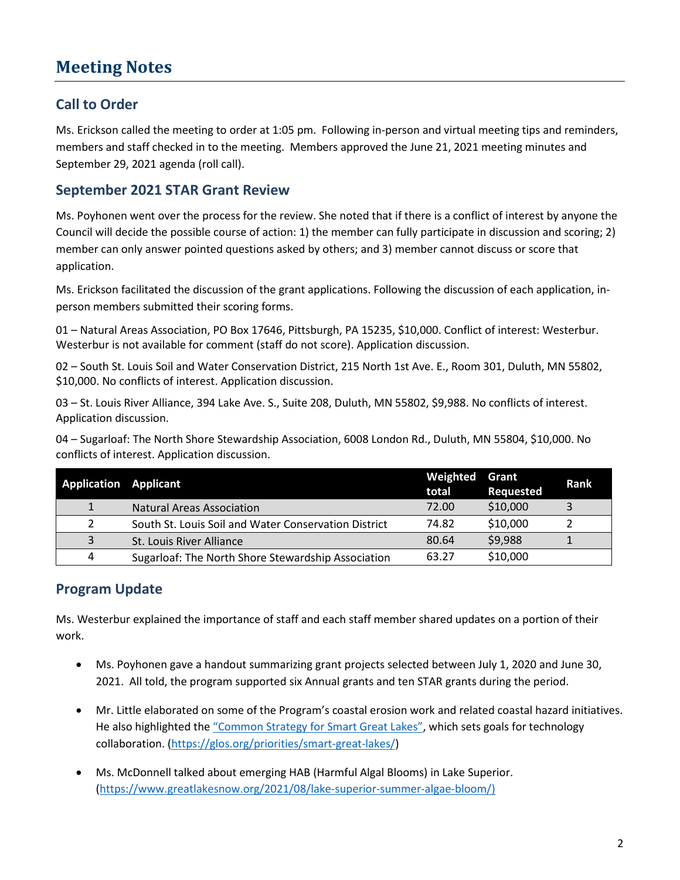# Meeting Notes

## Call to Order

Ms. Erickson called the meeting to order at 1:05 pm. Following in-person and virtual meeting tips and reminders, members and staff checked in to the meeting. Members approved the June 21, 2021 meeting minutes and September 29, 2021 agenda (roll call).

## September 2021 STAR Grant Review

Ms. Poyhonen went over the process for the review. She noted that if there is a conflict of interest by anyone the Council will decide the possible course of action: 1) the member can fully participate in discussion and scoring; 2) member can only answer pointed questions asked by others; and 3) member cannot discuss or score that application.

Ms. Erickson facilitated the discussion of the grant applications. Following the discussion of each application, in-person members submitted their scoring forms.

01 – Natural Areas Association, PO Box 17646, Pittsburgh, PA 15235, $10,000. Conflict of interest: Westerbur. Westerbur is not available for comment (staff do not score). Application discussion.

02 – South St. Louis Soil and Water Conservation District, 215 North 1st Ave. E., Room 301, Duluth, MN 55802, $10,000. No conflicts of interest. Application discussion.

03 – St. Louis River Alliance, 394 Lake Ave. S., Suite 208, Duluth, MN 55802, $9,988. No conflicts of interest. Application discussion.

04 – Sugarloaf: The North Shore Stewardship Association, 6008 London Rd., Duluth, MN 55804, $10,000. No conflicts of interest. Application discussion.

| Application | Applicant | Weighted total | Grant Requested | Rank |
|---|---|---|---|---|
| 1 | Natural Areas Association | 72.00 | $10,000 | 3 |
| 2 | South St. Louis Soil and Water Conservation District | 74.82 | $10,000 | 2 |
| 3 | St. Louis River Alliance | 80.64 | $9,988 | 1 |
| 4 | Sugarloaf: The North Shore Stewardship Association | 63.27 | $10,000 | |

## Program Update

Ms. Westerbur explained the importance of staff and each staff member shared updates on a portion of their work.

- Ms. Poyhonen gave a handout summarizing grant projects selected between July 1, 2020 and June 30, 2021. All told, the program supported six Annual grants and ten STAR grants during the period.
- Mr. Little elaborated on some of the Program's coastal erosion work and related coastal hazard initiatives. He also highlighted the "Common Strategy for Smart Great Lakes", which sets goals for technology collaboration. (https://glos.org/priorities/smart-great-lakes/)
- Ms. McDonnell talked about emerging HAB (Harmful Algal Blooms) in Lake Superior. (https://www.greatlakesnow.org/2021/08/lake-superior-summer-algae-bloom/)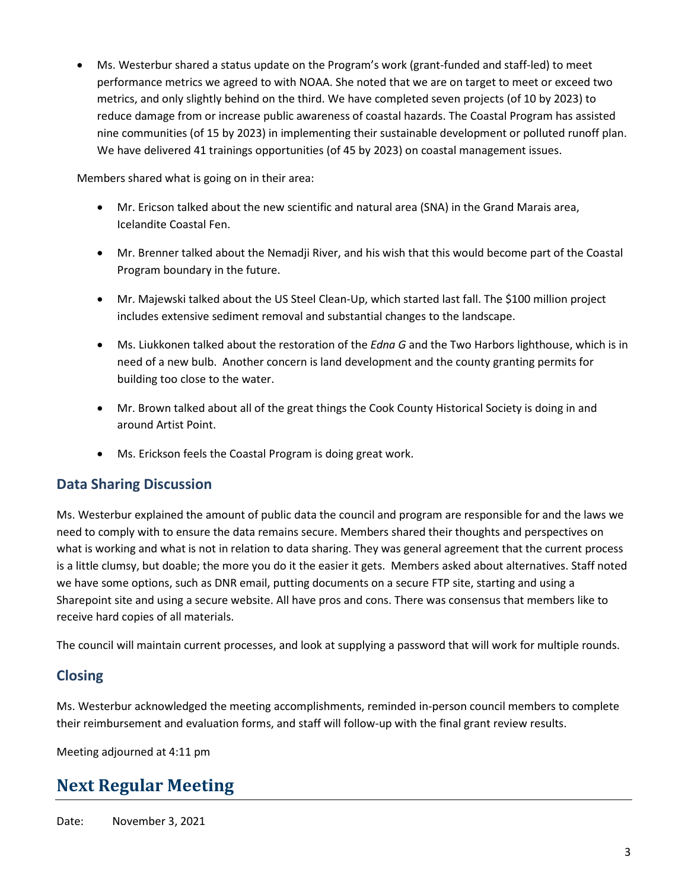- Ms. Westerbur shared a status update on the Program's work (grant-funded and staff-led) to meet performance metrics we agreed to with NOAA. She noted that we are on target to meet or exceed two metrics, and only slightly behind on the third. We have completed seven projects (of 10 by 2023) to reduce damage from or increase public awareness of coastal hazards. The Coastal Program has assisted nine communities (of 15 by 2023) in implementing their sustainable development or polluted runoff plan. We have delivered 41 trainings opportunities (of 45 by 2023) on coastal management issues.

Members shared what is going on in their area:

- Mr. Ericson talked about the new scientific and natural area (SNA) in the Grand Marais area, Icelandite Coastal Fen.
- Mr. Brenner talked about the Nemadji River, and his wish that this would become part of the Coastal Program boundary in the future.
- Mr. Majewski talked about the US Steel Clean-Up, which started last fall. The $100 million project includes extensive sediment removal and substantial changes to the landscape.
- Ms. Liukkonen talked about the restoration of the *Edna G* and the Two Harbors lighthouse, which is in need of a new bulb. Another concern is land development and the county granting permits for building too close to the water.
- Mr. Brown talked about all of the great things the Cook County Historical Society is doing in and around Artist Point.
- Ms. Erickson feels the Coastal Program is doing great work.

## Data Sharing Discussion

Ms. Westerbur explained the amount of public data the council and program are responsible for and the laws we need to comply with to ensure the data remains secure. Members shared their thoughts and perspectives on what is working and what is not in relation to data sharing. They was general agreement that the current process is a little clumsy, but doable; the more you do it the easier it gets. Members asked about alternatives. Staff noted we have some options, such as DNR email, putting documents on a secure FTP site, starting and using a Sharepoint site and using a secure website. All have pros and cons. There was consensus that members like to receive hard copies of all materials.

The council will maintain current processes, and look at supplying a password that will work for multiple rounds.

## Closing

Ms. Westerbur acknowledged the meeting accomplishments, reminded in-person council members to complete their reimbursement and evaluation forms, and staff will follow-up with the final grant review results.

Meeting adjourned at 4:11 pm

# Next Regular Meeting

Date: November 3, 2021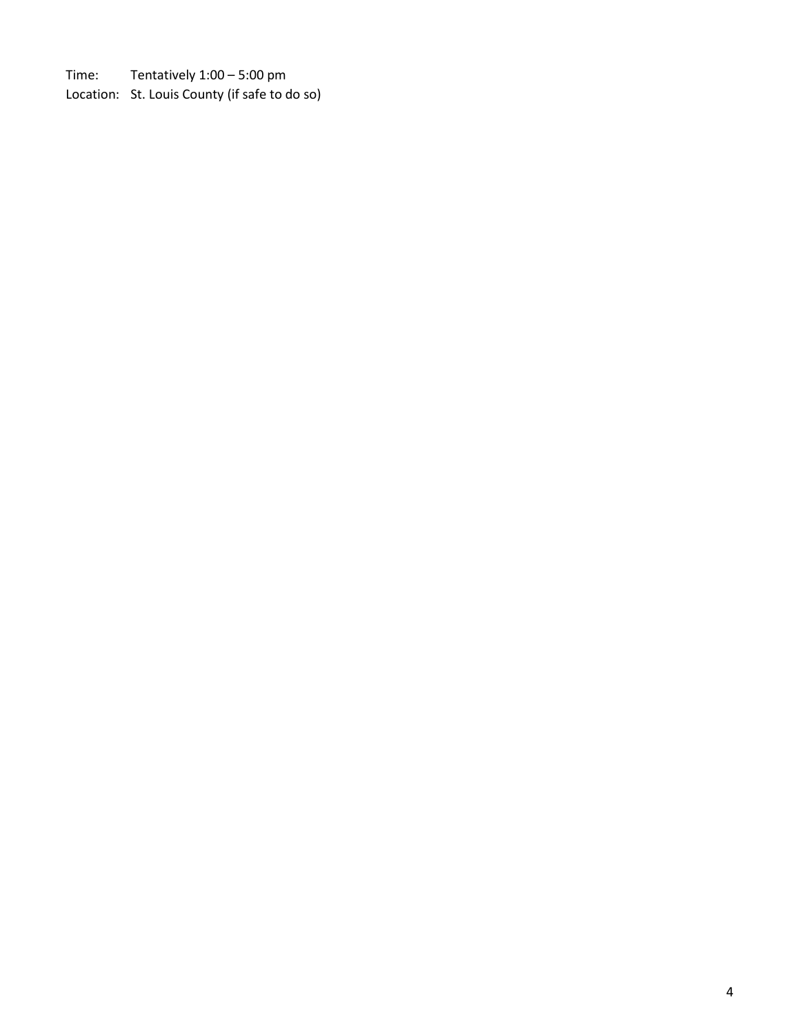Time: Tentatively 1:00 – 5:00 pm
Location: St. Louis County (if safe to do so)